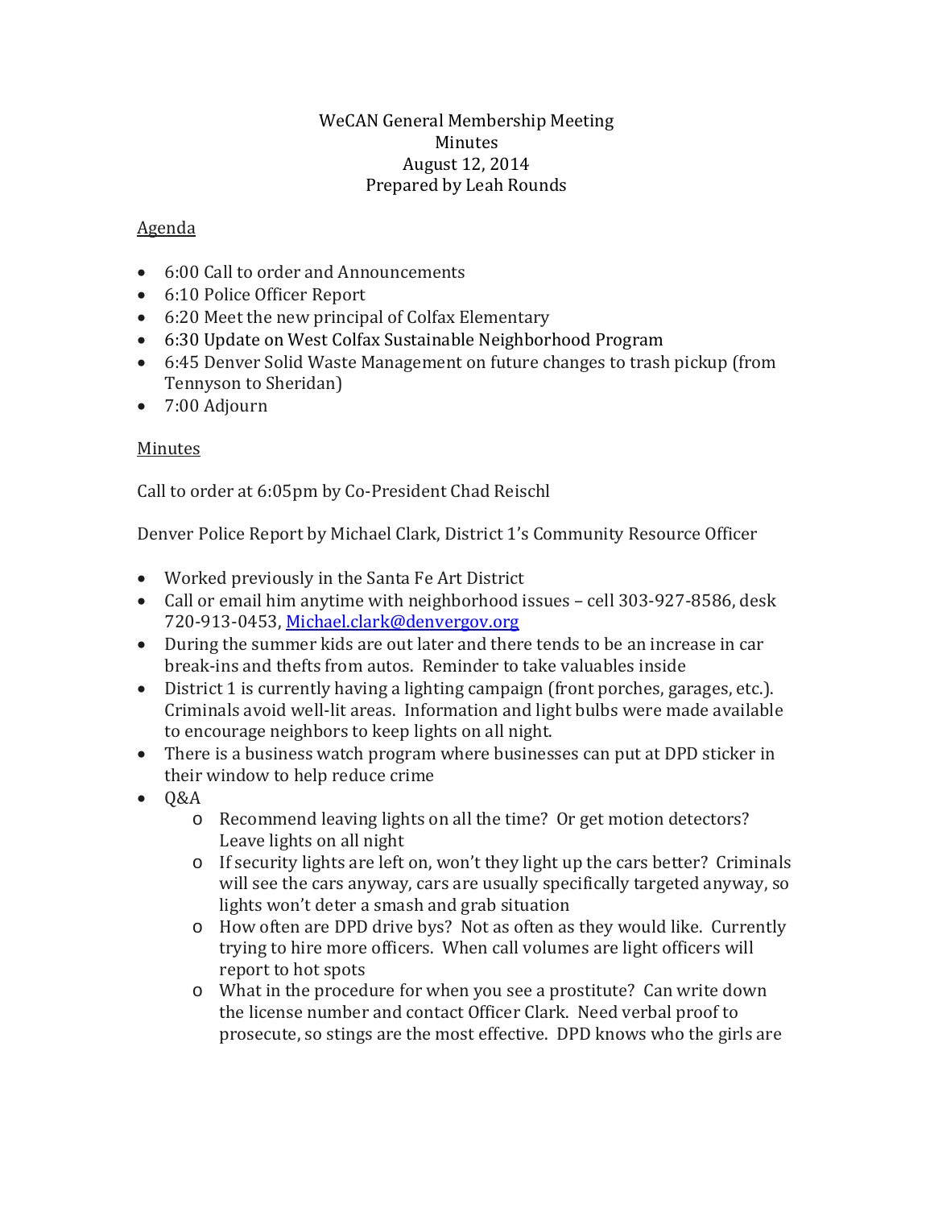WeCAN General Membership Meeting
Minutes
August 12, 2014
Prepared by Leah Rounds

Agenda

- 6:00 Call to order and Announcements
- 6:10 Police Officer Report
- 6:20 Meet the new principal of Colfax Elementary
- 6:30 Update on West Colfax Sustainable Neighborhood Program
- 6:45 Denver Solid Waste Management on future changes to trash pickup (from Tennyson to Sheridan)
- 7:00 Adjourn

Minutes

Call to order at 6:05pm by Co-President Chad Reischl

Denver Police Report by Michael Clark, District 1's Community Resource Officer

- Worked previously in the Santa Fe Art District
- Call or email him anytime with neighborhood issues – cell 303-927-8586, desk 720-913-0453, Michael.clark@denvergov.org
- During the summer kids are out later and there tends to be an increase in car break-ins and thefts from autos. Reminder to take valuables inside
- District 1 is currently having a lighting campaign (front porches, garages, etc.). Criminals avoid well-lit areas. Information and light bulbs were made available to encourage neighbors to keep lights on all night.
- There is a business watch program where businesses can put at DPD sticker in their window to help reduce crime
- Q&A
  - Recommend leaving lights on all the time? Or get motion detectors? Leave lights on all night
  - If security lights are left on, won't they light up the cars better? Criminals will see the cars anyway, cars are usually specifically targeted anyway, so lights won't deter a smash and grab situation
  - How often are DPD drive bys? Not as often as they would like. Currently trying to hire more officers. When call volumes are light officers will report to hot spots
  - What in the procedure for when you see a prostitute? Can write down the license number and contact Officer Clark. Need verbal proof to prosecute, so stings are the most effective. DPD knows who the girls are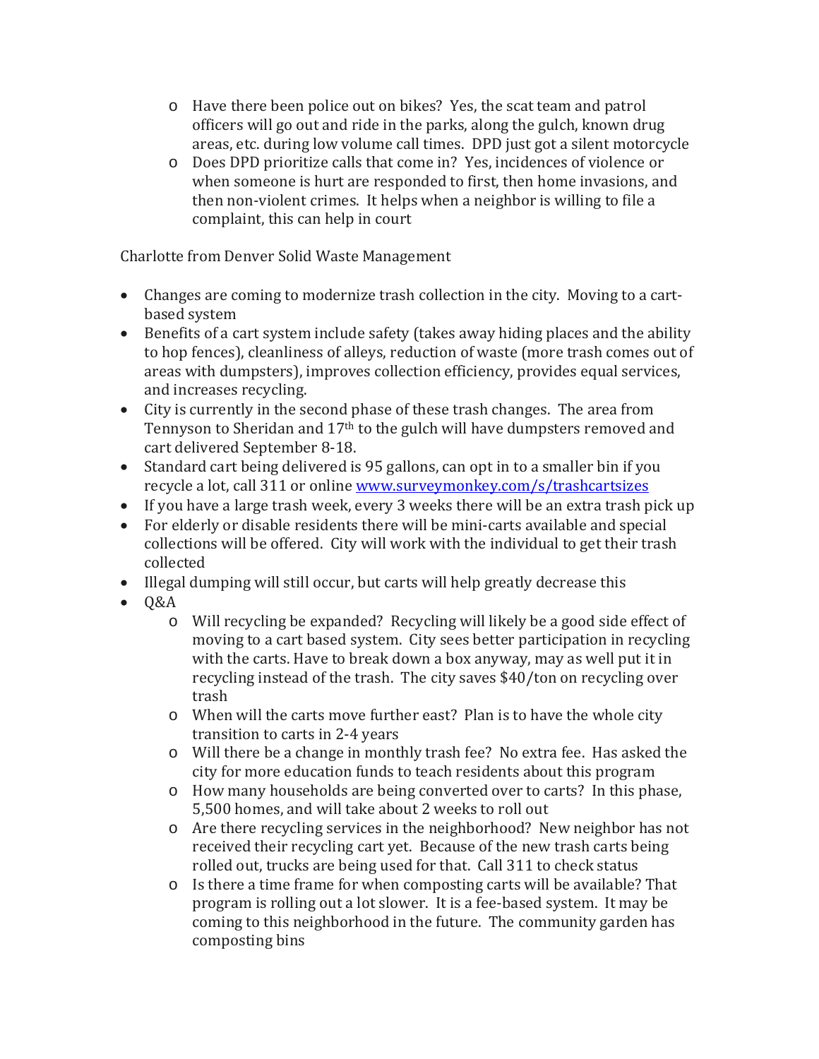- Have there been police out on bikes? Yes, the scat team and patrol officers will go out and ride in the parks, along the gulch, known drug areas, etc. during low volume call times. DPD just got a silent motorcycle
- Does DPD prioritize calls that come in? Yes, incidences of violence or when someone is hurt are responded to first, then home invasions, and then non-violent crimes. It helps when a neighbor is willing to file a complaint, this can help in court

Charlotte from Denver Solid Waste Management

- Changes are coming to modernize trash collection in the city. Moving to a cart-based system
- Benefits of a cart system include safety (takes away hiding places and the ability to hop fences), cleanliness of alleys, reduction of waste (more trash comes out of areas with dumpsters), improves collection efficiency, provides equal services, and increases recycling.
- City is currently in the second phase of these trash changes. The area from Tennyson to Sheridan and 17th to the gulch will have dumpsters removed and cart delivered September 8-18.
- Standard cart being delivered is 95 gallons, can opt in to a smaller bin if you recycle a lot, call 311 or online [www.surveymonkey.com/s/trashcartsizes](www.surveymonkey.com/s/trashcartsizes)
- If you have a large trash week, every 3 weeks there will be an extra trash pick up
- For elderly or disable residents there will be mini-carts available and special collections will be offered. City will work with the individual to get their trash collected
- Illegal dumping will still occur, but carts will help greatly decrease this
- Q&A
  - Will recycling be expanded? Recycling will likely be a good side effect of moving to a cart based system. City sees better participation in recycling with the carts. Have to break down a box anyway, may as well put it in recycling instead of the trash. The city saves $40/ton on recycling over trash
  - When will the carts move further east? Plan is to have the whole city transition to carts in 2-4 years
  - Will there be a change in monthly trash fee? No extra fee. Has asked the city for more education funds to teach residents about this program
  - How many households are being converted over to carts? In this phase, 5,500 homes, and will take about 2 weeks to roll out
  - Are there recycling services in the neighborhood? New neighbor has not received their recycling cart yet. Because of the new trash carts being rolled out, trucks are being used for that. Call 311 to check status
  - Is there a time frame for when composting carts will be available? That program is rolling out a lot slower. It is a fee-based system. It may be coming to this neighborhood in the future. The community garden has composting bins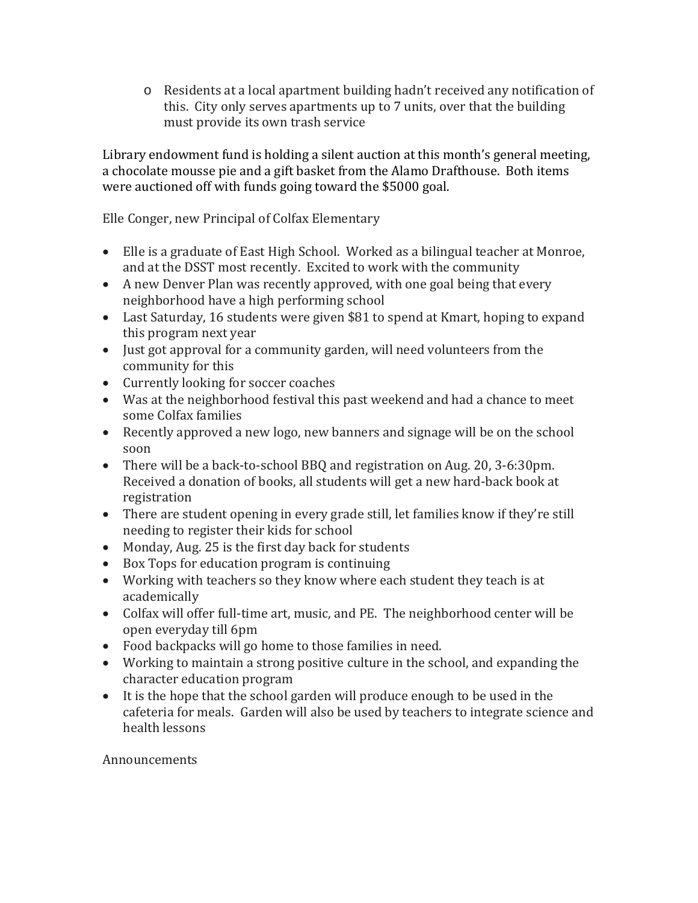- Residents at a local apartment building hadn't received any notification of this. City only serves apartments up to 7 units, over that the building must provide its own trash service

Library endowment fund is holding a silent auction at this month's general meeting, a chocolate mousse pie and a gift basket from the Alamo Drafthouse. Both items were auctioned off with funds going toward the $5000 goal.

Elle Conger, new Principal of Colfax Elementary

- Elle is a graduate of East High School. Worked as a bilingual teacher at Monroe, and at the DSST most recently. Excited to work with the community
- A new Denver Plan was recently approved, with one goal being that every neighborhood have a high performing school
- Last Saturday, 16 students were given $81 to spend at Kmart, hoping to expand this program next year
- Just got approval for a community garden, will need volunteers from the community for this
- Currently looking for soccer coaches
- Was at the neighborhood festival this past weekend and had a chance to meet some Colfax families
- Recently approved a new logo, new banners and signage will be on the school soon
- There will be a back-to-school BBQ and registration on Aug. 20, 3-6:30pm. Received a donation of books, all students will get a new hard-back book at registration
- There are student opening in every grade still, let families know if they're still needing to register their kids for school
- Monday, Aug. 25 is the first day back for students
- Box Tops for education program is continuing
- Working with teachers so they know where each student they teach is at academically
- Colfax will offer full-time art, music, and PE. The neighborhood center will be open everyday till 6pm
- Food backpacks will go home to those families in need.
- Working to maintain a strong positive culture in the school, and expanding the character education program
- It is the hope that the school garden will produce enough to be used in the cafeteria for meals. Garden will also be used by teachers to integrate science and health lessons

Announcements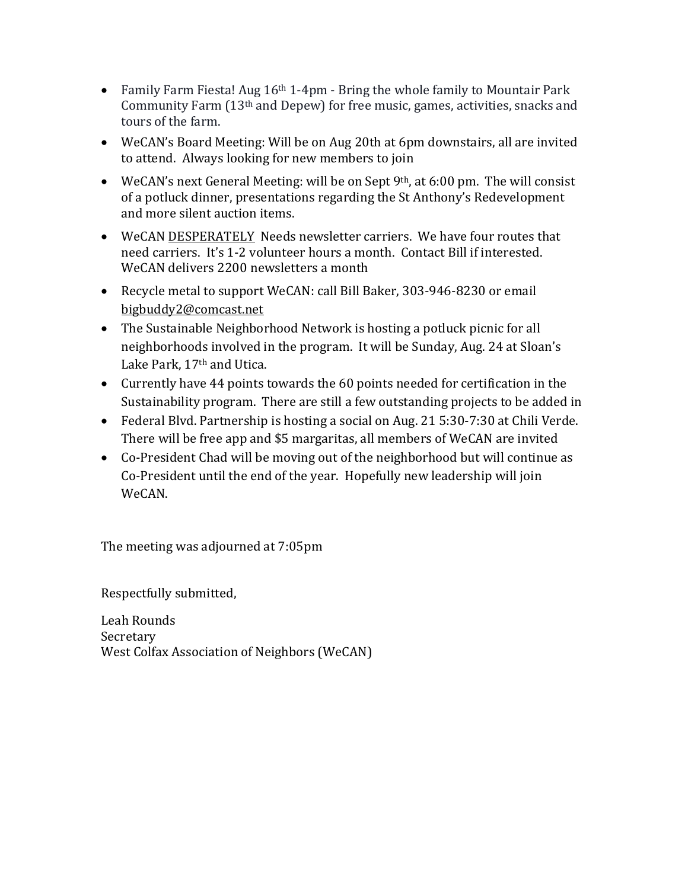- Family Farm Fiesta! Aug 16th 1-4pm - Bring the whole family to Mountair Park Community Farm (13th and Depew) for free music, games, activities, snacks and tours of the farm.
- WeCAN's Board Meeting: Will be on Aug 20th at 6pm downstairs, all are invited to attend. Always looking for new members to join
- WeCAN's next General Meeting: will be on Sept 9th, at 6:00 pm. The will consist of a potluck dinner, presentations regarding the St Anthony's Redevelopment and more silent auction items.
- WeCAN <u>DESPERATELY</u> Needs newsletter carriers. We have four routes that need carriers. It's 1-2 volunteer hours a month. Contact Bill if interested. WeCAN delivers 2200 newsletters a month
- Recycle metal to support WeCAN: call Bill Baker, 303-946-8230 or email bigbuddy2@comcast.net
- The Sustainable Neighborhood Network is hosting a potluck picnic for all neighborhoods involved in the program. It will be Sunday, Aug. 24 at Sloan's Lake Park, 17th and Utica.
- Currently have 44 points towards the 60 points needed for certification in the Sustainability program. There are still a few outstanding projects to be added in
- Federal Blvd. Partnership is hosting a social on Aug. 21 5:30-7:30 at Chili Verde. There will be free app and $5 margaritas, all members of WeCAN are invited
- Co-President Chad will be moving out of the neighborhood but will continue as Co-President until the end of the year. Hopefully new leadership will join WeCAN.

The meeting was adjourned at 7:05pm

Respectfully submitted,

Leah Rounds
Secretary
West Colfax Association of Neighbors (WeCAN)